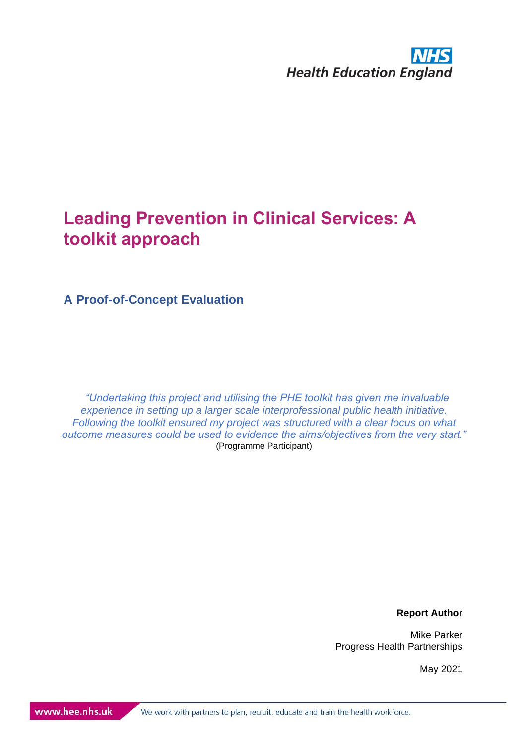NHS
Health Education England

# Leading Prevention in Clinical Services: A toolkit approach

## A Proof-of-Concept Evaluation

*"Undertaking this project and utilising the PHE toolkit has given me invaluable experience in setting up a larger scale interprofessional public health initiative. Following the toolkit ensured my project was structured with a clear focus on what outcome measures could be used to evidence the aims/objectives from the very start."*
(Programme Participant)

**Report Author**

Mike Parker
Progress Health Partnerships

May 2021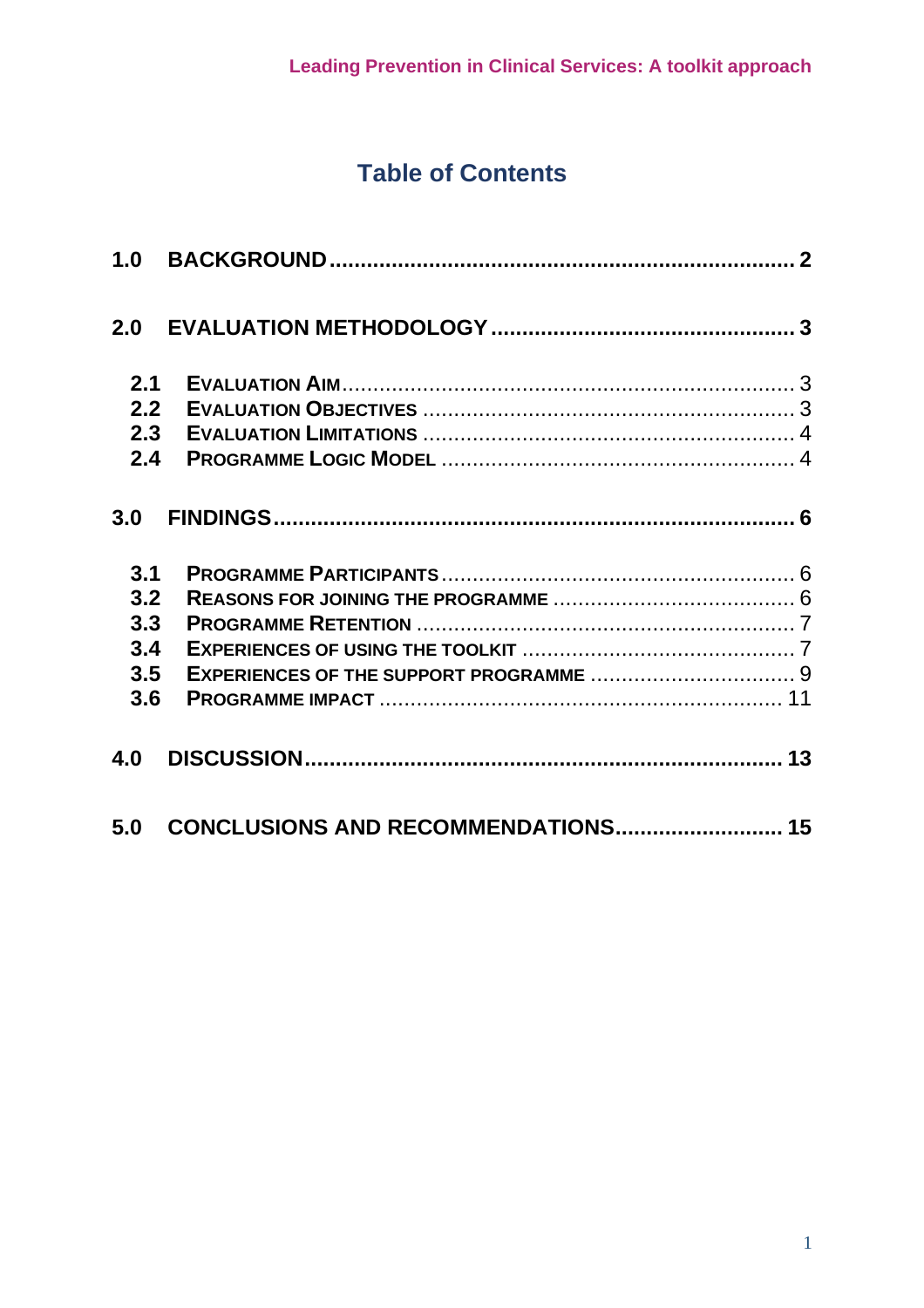# Table of Contents

**1.0 BACKGROUND** ........................................................................ **2**

**2.0 EVALUATION METHODOLOGY** ................................................ **3**

- **2.1 Evaluation Aim** ........................................................................ 3
- **2.2 Evaluation Objectives** ........................................................... 3
- **2.3 Evaluation Limitations** ........................................................... 4
- **2.4 Programme Logic Model** ........................................................ 4

**3.0 FINDINGS** ................................................................................ **6**

- **3.1 Programme Participants** ........................................................ 6
- **3.2 Reasons for joining the programme** ....................................... 6
- **3.3 Programme Retention** ............................................................ 7
- **3.4 Experiences of using the toolkit** ............................................ 7
- **3.5 Experiences of the support programme** ................................. 9
- **3.6 Programme impact** ................................................................ 11

**4.0 DISCUSSION** ............................................................................ **13**

**5.0 CONCLUSIONS AND RECOMMENDATIONS** ........................... **15**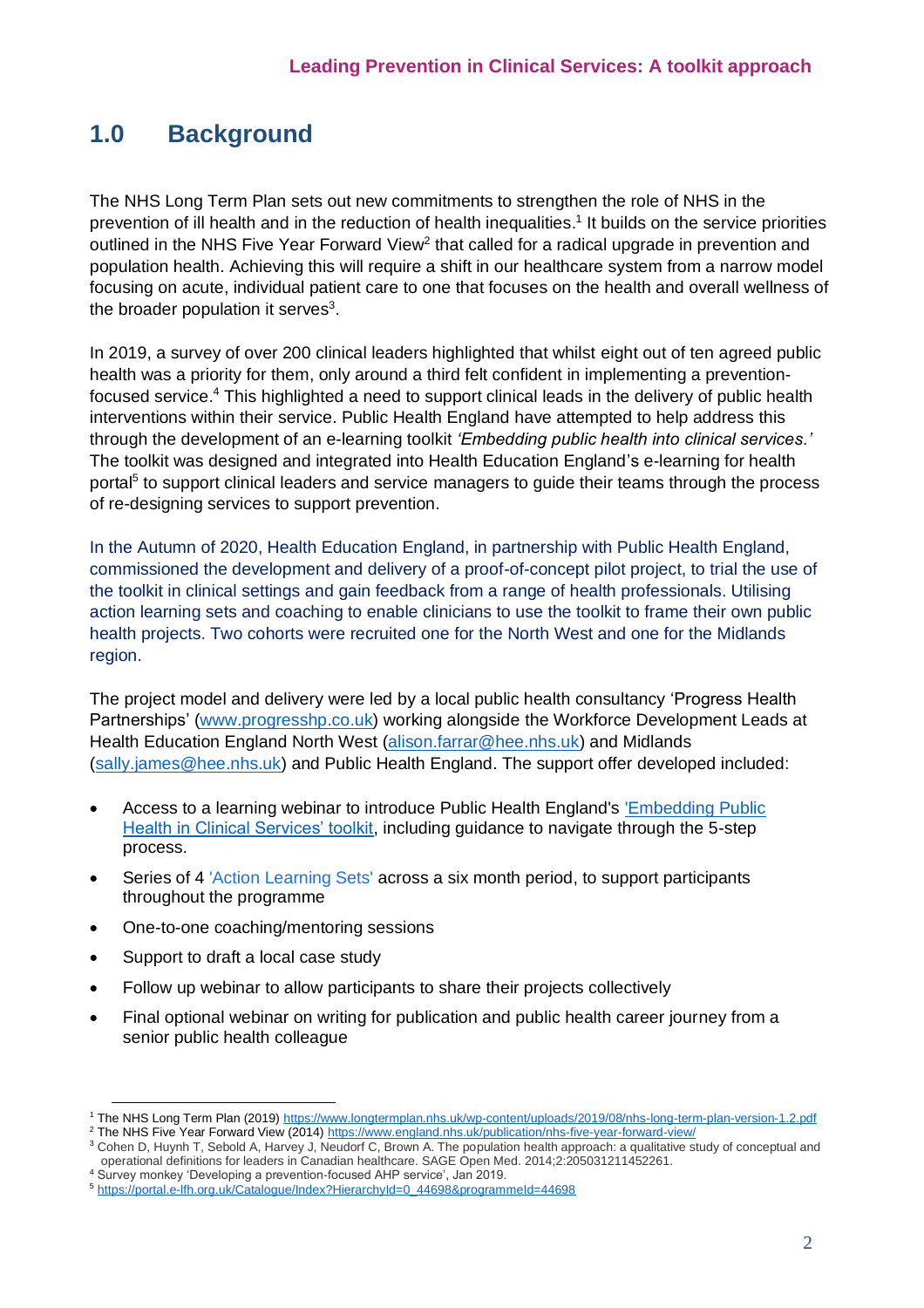## 1.0 Background

The NHS Long Term Plan sets out new commitments to strengthen the role of NHS in the prevention of ill health and in the reduction of health inequalities.[1] It builds on the service priorities outlined in the NHS Five Year Forward View[2] that called for a radical upgrade in prevention and population health. Achieving this will require a shift in our healthcare system from a narrow model focusing on acute, individual patient care to one that focuses on the health and overall wellness of the broader population it serves[3].

In 2019, a survey of over 200 clinical leaders highlighted that whilst eight out of ten agreed public health was a priority for them, only around a third felt confident in implementing a prevention-focused service.[4] This highlighted a need to support clinical leads in the delivery of public health interventions within their service. Public Health England have attempted to help address this through the development of an e-learning toolkit *'Embedding public health into clinical services.'* The toolkit was designed and integrated into Health Education England's e-learning for health portal[5] to support clinical leaders and service managers to guide their teams through the process of re-designing services to support prevention.

In the Autumn of 2020, Health Education England, in partnership with Public Health England, commissioned the development and delivery of a proof-of-concept pilot project, to trial the use of the toolkit in clinical settings and gain feedback from a range of health professionals. Utilising action learning sets and coaching to enable clinicians to use the toolkit to frame their own public health projects. Two cohorts were recruited one for the North West and one for the Midlands region.

The project model and delivery were led by a local public health consultancy 'Progress Health Partnerships' (www.progresshp.co.uk) working alongside the Workforce Development Leads at Health Education England North West (alison.farrar@hee.nhs.uk) and Midlands (sally.james@hee.nhs.uk) and Public Health England. The support offer developed included:

- Access to a learning webinar to introduce Public Health England's 'Embedding Public Health in Clinical Services' toolkit, including guidance to navigate through the 5-step process.
- Series of 4 'Action Learning Sets' across a six month period, to support participants throughout the programme
- One-to-one coaching/mentoring sessions
- Support to draft a local case study
- Follow up webinar to allow participants to share their projects collectively
- Final optional webinar on writing for publication and public health career journey from a senior public health colleague

---

[1] The NHS Long Term Plan (2019) https://www.longtermplan.nhs.uk/wp-content/uploads/2019/08/nhs-long-term-plan-version-1.2.pdf
[2] The NHS Five Year Forward View (2014) https://www.england.nhs.uk/publication/nhs-five-year-forward-view/
[3] Cohen D, Huynh T, Sebold A, Harvey J, Neudorf C, Brown A. The population health approach: a qualitative study of conceptual and operational definitions for leaders in Canadian healthcare. SAGE Open Med. 2014;2:205031211452261.
[4] Survey monkey 'Developing a prevention-focused AHP service', Jan 2019.
[5] https://portal.e-lfh.org.uk/Catalogue/Index?HierarchyId=0_44698&programmeId=44698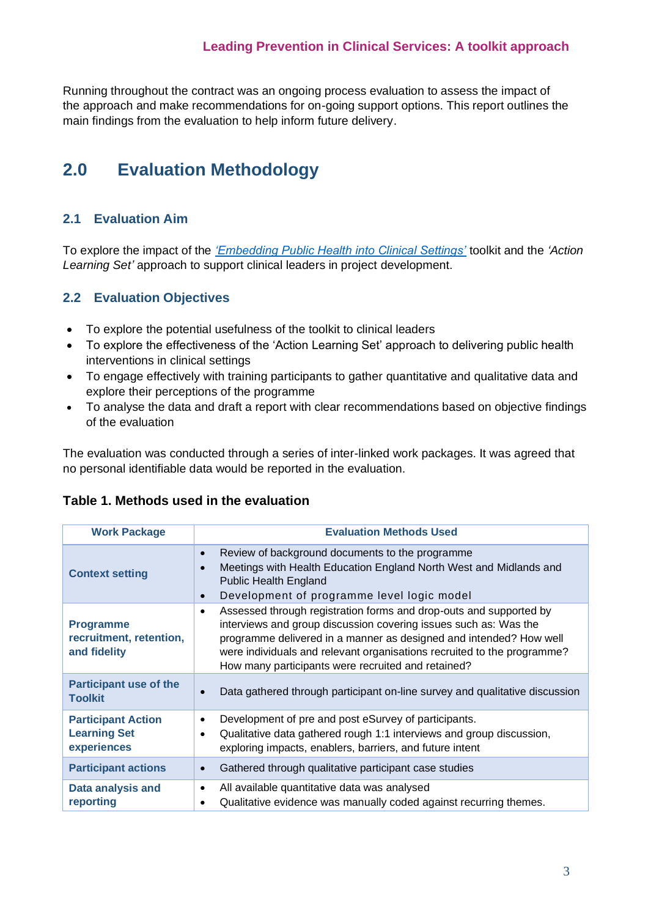Running throughout the contract was an ongoing process evaluation to assess the impact of the approach and make recommendations for on-going support options. This report outlines the main findings from the evaluation to help inform future delivery.

## 2.0 Evaluation Methodology

### 2.1 Evaluation Aim

To explore the impact of the *'Embedding Public Health into Clinical Settings'* toolkit and the *'Action Learning Set'* approach to support clinical leaders in project development.

### 2.2 Evaluation Objectives

- To explore the potential usefulness of the toolkit to clinical leaders
- To explore the effectiveness of the 'Action Learning Set' approach to delivering public health interventions in clinical settings
- To engage effectively with training participants to gather quantitative and qualitative data and explore their perceptions of the programme
- To analyse the data and draft a report with clear recommendations based on objective findings of the evaluation

The evaluation was conducted through a series of inter-linked work packages. It was agreed that no personal identifiable data would be reported in the evaluation.

**Table 1. Methods used in the evaluation**

| Work Package | Evaluation Methods Used |
|---|---|
| **Context setting** | • Review of background documents to the programme<br>• Meetings with Health Education England North West and Midlands and Public Health England<br>• Development of programme level logic model |
| **Programme recruitment, retention, and fidelity** | • Assessed through registration forms and drop-outs and supported by interviews and group discussion covering issues such as: Was the programme delivered in a manner as designed and intended? How well were individuals and relevant organisations recruited to the programme? How many participants were recruited and retained? |
| **Participant use of the Toolkit** | • Data gathered through participant on-line survey and qualitative discussion |
| **Participant Action Learning Set experiences** | • Development of pre and post eSurvey of participants.<br>• Qualitative data gathered rough 1:1 interviews and group discussion, exploring impacts, enablers, barriers, and future intent |
| **Participant actions** | • Gathered through qualitative participant case studies |
| **Data analysis and reporting** | • All available quantitative data was analysed<br>• Qualitative evidence was manually coded against recurring themes. |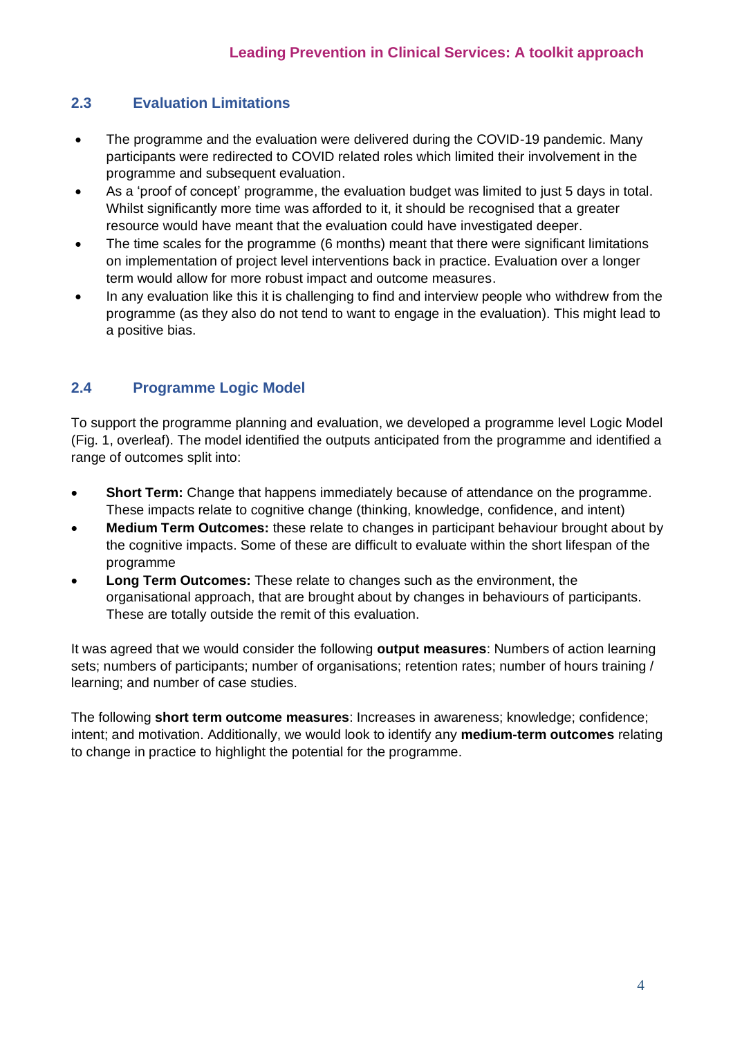## 2.3 Evaluation Limitations

- The programme and the evaluation were delivered during the COVID-19 pandemic. Many participants were redirected to COVID related roles which limited their involvement in the programme and subsequent evaluation.
- As a 'proof of concept' programme, the evaluation budget was limited to just 5 days in total. Whilst significantly more time was afforded to it, it should be recognised that a greater resource would have meant that the evaluation could have investigated deeper.
- The time scales for the programme (6 months) meant that there were significant limitations on implementation of project level interventions back in practice. Evaluation over a longer term would allow for more robust impact and outcome measures.
- In any evaluation like this it is challenging to find and interview people who withdrew from the programme (as they also do not tend to want to engage in the evaluation). This might lead to a positive bias.

## 2.4 Programme Logic Model

To support the programme planning and evaluation, we developed a programme level Logic Model (Fig. 1, overleaf). The model identified the outputs anticipated from the programme and identified a range of outcomes split into:

- **Short Term:** Change that happens immediately because of attendance on the programme. These impacts relate to cognitive change (thinking, knowledge, confidence, and intent)
- **Medium Term Outcomes:** these relate to changes in participant behaviour brought about by the cognitive impacts. Some of these are difficult to evaluate within the short lifespan of the programme
- **Long Term Outcomes:** These relate to changes such as the environment, the organisational approach, that are brought about by changes in behaviours of participants. These are totally outside the remit of this evaluation.

It was agreed that we would consider the following **output measures**: Numbers of action learning sets; numbers of participants; number of organisations; retention rates; number of hours training / learning; and number of case studies.

The following **short term outcome measures**: Increases in awareness; knowledge; confidence; intent; and motivation. Additionally, we would look to identify any **medium-term outcomes** relating to change in practice to highlight the potential for the programme.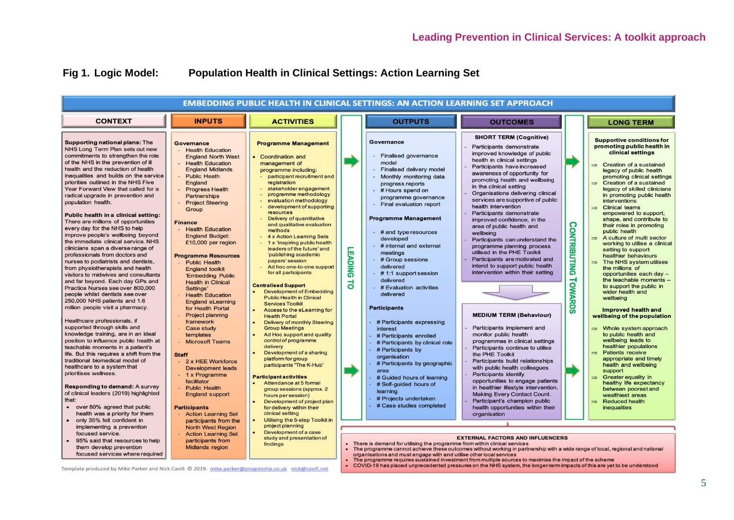## Fig 1. Logic Model: Population Health in Clinical Settings: Action Learning Set

### EMBEDDING PUBLIC HEALTH IN CLINICAL SETTINGS: AN ACTION LEARNING SET APPROACH

#### CONTEXT

**Supporting national plans:** The NHS Long Term Plan sets out new commitments to strengthen the role of the NHS in the prevention of ill health and the reduction of health inequalities and builds on the service priorities outlined in the NHS Five Year Forward View that called for a radical upgrade in prevention and population health.

**Public health in a clinical setting:** There are millions of opportunities every day for the NHS to help improve people's wellbeing beyond the immediate clinical service. NHS clinicians span a diverse range of professionals from doctors and nurses to podiatrists and dentists, from physiotherapists and health visitors to midwives and consultants and far beyond. Each day GPs and Practice Nurses see over 800,000 people whilst dentists see over 250,000 NHS patients and 1.6 million people visit a pharmacy.

Healthcare professionals, if supported through skills and knowledge training, are in an ideal position to influence public health at teachable moments in a patient's life. But this requires a shift from the traditional biomedical model of healthcare to a system that prioritises wellness.

**Responding to demand:** A survey of clinical leaders (2019) highlighted that:

- over 80% agreed that public health was a priority for them
- only 35% felt confident in implementing a prevention focused service.
- 95% said that resources to help them develop prevention focused services where required

#### INPUTS

**Governance**
- Health Education England North West
- Health Education England Midlands
- Public Health England
- Progress Health Partnerships
- Project Steering Group

**Finance**
- Health Education England Budget: £10,000 per region

**Programme Resources**
- Public Health England toolkit 'Embedding Public Health in Clinical Settings'
- Health Education England eLearning for Health Portal
- Project planning framework
- Case study templates
- Microsoft Teams

**Staff**
- 2 x HEE Workforce Development leads
- 1 x Programme facilitator
- Public Health England support

**Participants**
- Action Learning Set participants from the North West Region
- Action Learning Set participants from Midlands region

#### ACTIVITIES

**Programme Management**
- Coordination and management of programme including:
  - participant recruitment and registration
  - stakeholder engagement
  - programme methodology
  - evaluation methodology
  - development of supporting resources
  - Delivery of quantitative and qualitative evaluation methods
  - 4 x Action Learning Sets
  - 1 x 'Inspiring public health leaders of the future' and 'publishing academic papers' session
  - Ad hoc one-to-one support for all participants

**Centralised Support**
- Development of Embedding Public Health in Clinical Services Toolkit
- Access to the eLearning for Health Portal
- Delivery of monthly Steering Group Meetings
- Ad Hoc support and quality control of programme delivery
- Development of a sharing platform for group participants "The K-Hub'

**Participant activities**
- Attendance at 5 formal group sessions (approx. 2 hours per session)
- Development of project plan for delivery within their clinical setting
- Utilising the 5-step Toolkit in project planning
- Development of a case study and presentation of findings

#### LEADING TO

#### OUTPUTS

**Governance**
- Finalised governance model
- Finalised delivery model
- Monthly monitoring data progress reports
- # Hours spend on programme governance
- Final evaluation report

**Programme Management**
- # and type resources developed
- # internal and external meetings
- # Group sessions delivered
- # 1:1 support session delivered
- # Evaluation activities delivered

**Participants**
- # Participants expressing interest
- # Participants enrolled
- # Participants by clinical role
- # Participants by organisation
- # Participants by geographic area
- # Guided hours of learning
- # Self-guided hours of learning
- # Projects undertaken
- # Case studies completed

#### OUTCOMES

**SHORT TERM (Cognitive)**
- Participants demonstrate improved knowledge of public health in clinical settings
- Participants have increased awareness of opportunity for promoting health and wellbeing in the clinical setting
- Organisations delivering clinical services are supportive of public health intervention
- Participants demonstrate improved confidence, in the area of public health and wellbeing
- Participants can understand the programme planning process utilised in the PHE Toolkit
- Participants are motivated and intend to support public health intervention within their setting

**MEDIUM TERM (Behaviour)**
- Participants implement and monitor public health programmes in clinical settings
- Participants continue to utilise the PHE Toolkit
- Participants build relationships with public health colleagues
- Participants identify opportunities to engage patients in healthier lifestyle intervention. Making Every Contact Count.
- Participant's champion public health opportunities within their organisation

#### CONTRIBUTING TOWARDS

#### LONG TERM

**Supportive conditions for promoting public health in clinical settings**
- ⇒ Creation of a sustained legacy of public health promoting clinical settings
- ⇒ Creation of a sustained legacy of skilled clinicians in promoting public health interventions
- ⇒ Clinical teams empowered to support, shape, and contribute to their roles in promoting public health
- ⇒ A culture of multi sector working to utilise a clinical setting to support healthier behaviours
- ⇒ The NHS system utilises the millions of opportunities each day – the teachable moments – to support the public in wider health and wellbeing

**Improved health and wellbeing of the population**
- ⇒ Whole system approach to public health and wellbeing leads to healthier populations
- ⇒ Patients receive appropriate and timely health and wellbeing support
- ⇒ Greater equality in healthy life expectancy between poorest and wealthiest areas
- ⇒ Reduced health inequalities

#### EXTERNAL FACTORS AND INFLUENCERS
- There is demand for utilising the programme from within clinical services
- The programme cannot achieve these outcomes without working in partnership with a wide range of local, regional and national organisations and must engage with and utilise other local services
- The programme requires sustained investment from multiple sources to maximise the impact of the scheme
- COVID-19 has placed unprecedented pressures on the NHS system, the longer-term impacts of this are yet to be understood

Template produced by Mike Parker and Nick Cavill. © 2019. mike.parker@progresshp.co.uk nick@cavill.net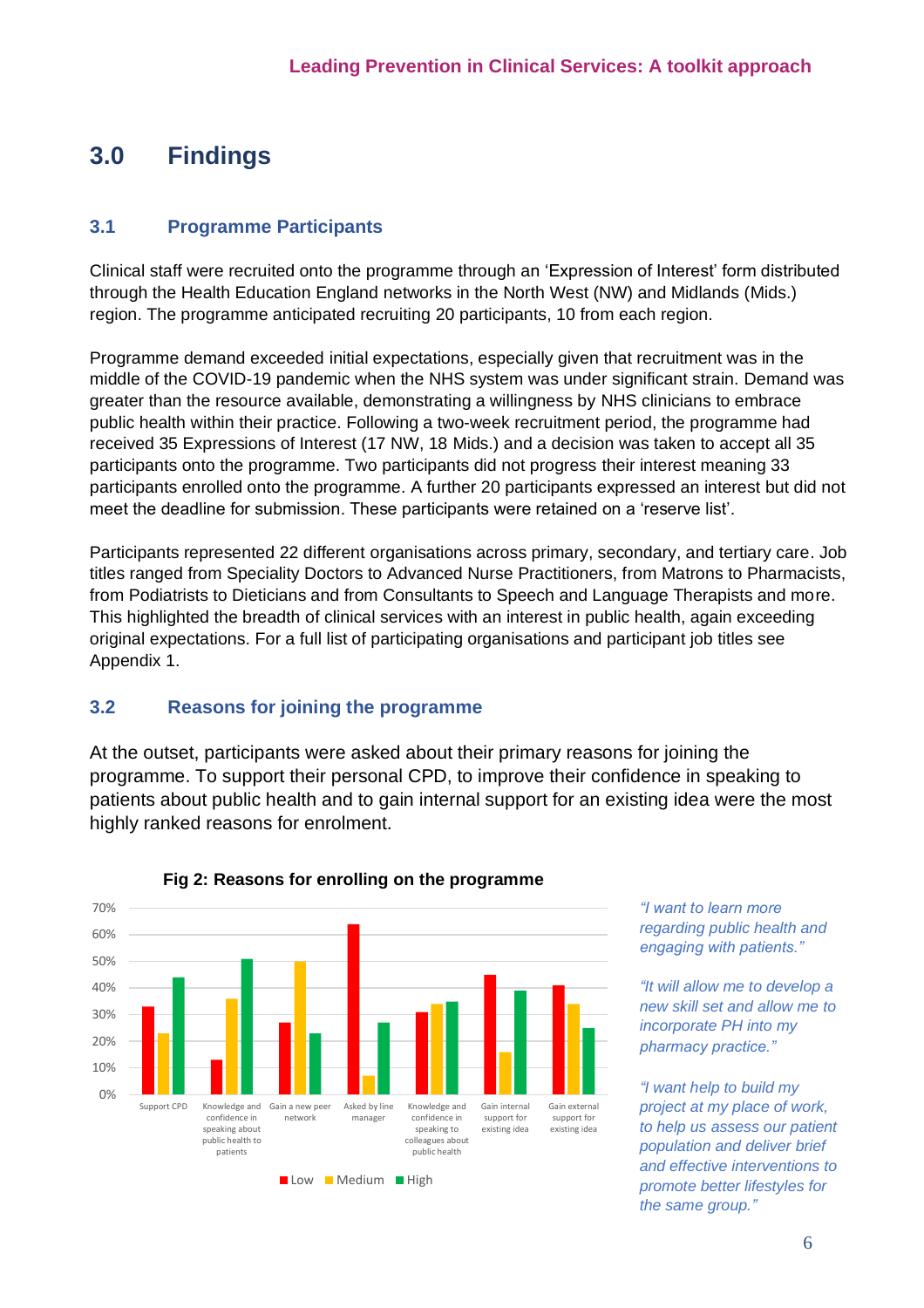# 3.0 Findings

## 3.1 Programme Participants

Clinical staff were recruited onto the programme through an 'Expression of Interest' form distributed through the Health Education England networks in the North West (NW) and Midlands (Mids.) region. The programme anticipated recruiting 20 participants, 10 from each region.

Programme demand exceeded initial expectations, especially given that recruitment was in the middle of the COVID-19 pandemic when the NHS system was under significant strain. Demand was greater than the resource available, demonstrating a willingness by NHS clinicians to embrace public health within their practice. Following a two-week recruitment period, the programme had received 35 Expressions of Interest (17 NW, 18 Mids.) and a decision was taken to accept all 35 participants onto the programme. Two participants did not progress their interest meaning 33 participants enrolled onto the programme. A further 20 participants expressed an interest but did not meet the deadline for submission. These participants were retained on a 'reserve list'.

Participants represented 22 different organisations across primary, secondary, and tertiary care. Job titles ranged from Speciality Doctors to Advanced Nurse Practitioners, from Matrons to Pharmacists, from Podiatrists to Dieticians and from Consultants to Speech and Language Therapists and more. This highlighted the breadth of clinical services with an interest in public health, again exceeding original expectations. For a full list of participating organisations and participant job titles see Appendix 1.

## 3.2 Reasons for joining the programme

At the outset, participants were asked about their primary reasons for joining the programme. To support their personal CPD, to improve their confidence in speaking to patients about public health and to gain internal support for an existing idea were the most highly ranked reasons for enrolment.

**Fig 2: Reasons for enrolling on the programme**

| Reason | Low | Medium | High |
|---|---|---|---|
| Support CPD | 33% | 23% | 44% |
| Knowledge and confidence in speaking about public health to patients | 13% | 36% | 51% |
| Gain a new peer network | 27% | 50% | 23% |
| Asked by line manager | 64% | 7% | 27% |
| Knowledge and confidence in speaking to colleagues about public health | 31% | 34% | 35% |
| Gain internal support for existing idea | 45% | 16% | 39% |
| Gain external support for existing idea | 41% | 34% | 25% |

*"I want to learn more regarding public health and engaging with patients."*

*"It will allow me to develop a new skill set and allow me to incorporate PH into my pharmacy practice."*

*"I want help to build my project at my place of work, to help us assess our patient population and deliver brief and effective interventions to promote better lifestyles for the same group."*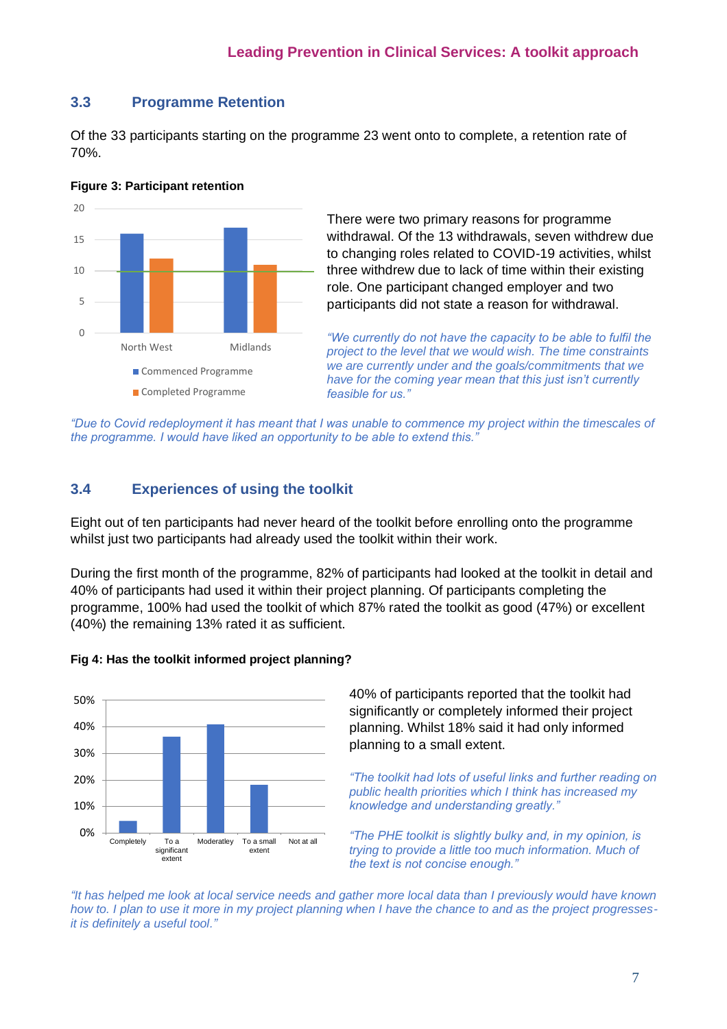## 3.3 Programme Retention

Of the 33 participants starting on the programme 23 went onto to complete, a retention rate of 70%.

**Figure 3: Participant retention**

There were two primary reasons for programme withdrawal. Of the 13 withdrawals, seven withdrew due to changing roles related to COVID-19 activities, whilst three withdrew due to lack of time within their existing role. One participant changed employer and two participants did not state a reason for withdrawal.

*"We currently do not have the capacity to be able to fulfil the project to the level that we would wish. The time constraints we are currently under and the goals/commitments that we have for the coming year mean that this just isn't currently feasible for us."*

*"Due to Covid redeployment it has meant that I was unable to commence my project within the timescales of the programme. I would have liked an opportunity to be able to extend this."*

## 3.4 Experiences of using the toolkit

Eight out of ten participants had never heard of the toolkit before enrolling onto the programme whilst just two participants had already used the toolkit within their work.

During the first month of the programme, 82% of participants had looked at the toolkit in detail and 40% of participants had used it within their project planning. Of participants completing the programme, 100% had used the toolkit of which 87% rated the toolkit as good (47%) or excellent (40%) the remaining 13% rated it as sufficient.

**Fig 4: Has the toolkit informed project planning?**

40% of participants reported that the toolkit had significantly or completely informed their project planning. Whilst 18% said it had only informed planning to a small extent.

*"The toolkit had lots of useful links and further reading on public health priorities which I think has increased my knowledge and understanding greatly."*

*"The PHE toolkit is slightly bulky and, in my opinion, is trying to provide a little too much information. Much of the text is not concise enough."*

*"It has helped me look at local service needs and gather more local data than I previously would have known how to. I plan to use it more in my project planning when I have the chance to and as the project progresses- it is definitely a useful tool."*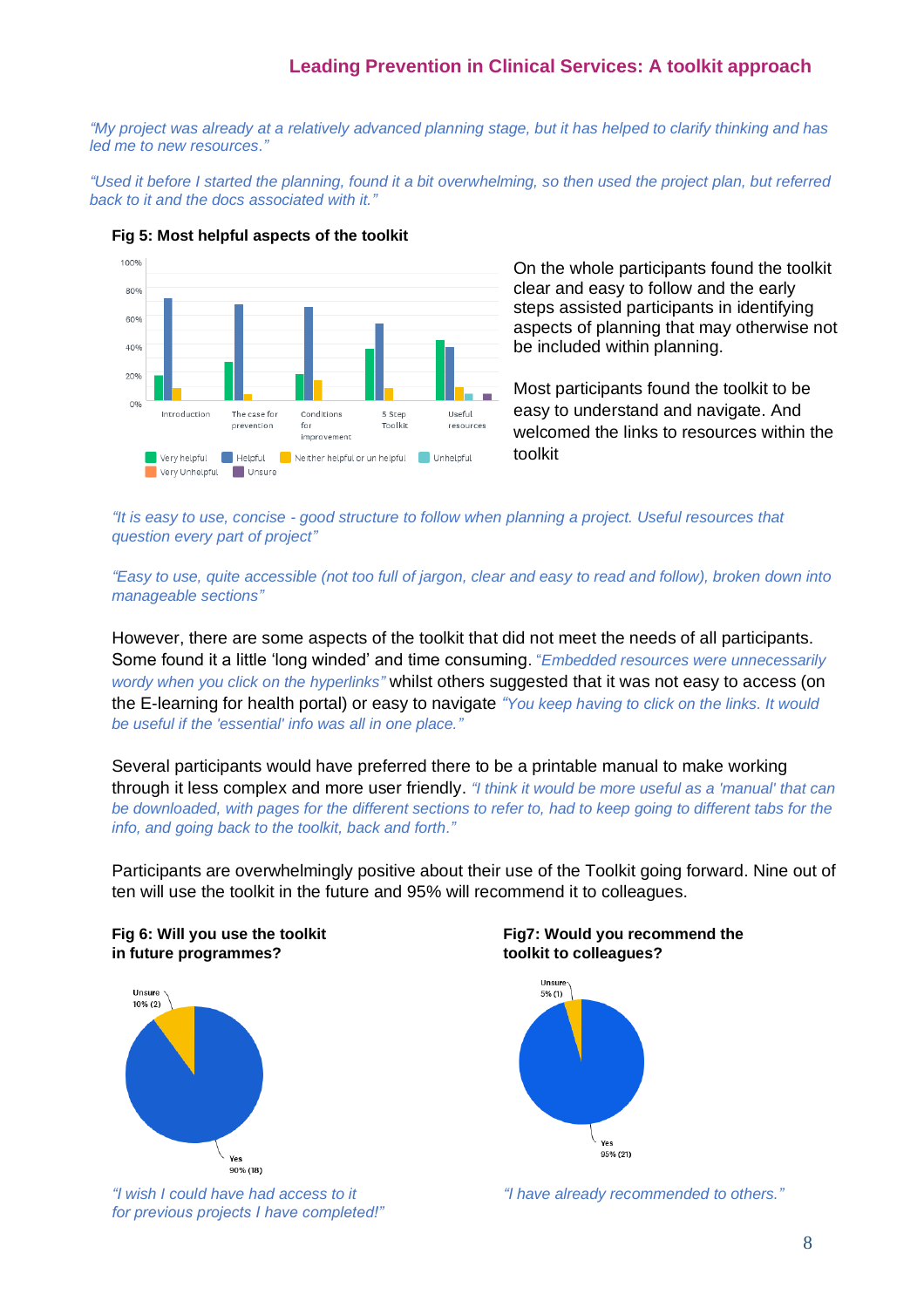*"My project was already at a relatively advanced planning stage, but it has helped to clarify thinking and has led me to new resources."*

*"Used it before I started the planning, found it a bit overwhelming, so then used the project plan, but referred back to it and the docs associated with it."*

**Fig 5: Most helpful aspects of the toolkit**

On the whole participants found the toolkit clear and easy to follow and the early steps assisted participants in identifying aspects of planning that may otherwise not be included within planning.

Most participants found the toolkit to be easy to understand and navigate. And welcomed the links to resources within the toolkit

*"It is easy to use, concise - good structure to follow when planning a project. Useful resources that question every part of project"*

*"Easy to use, quite accessible (not too full of jargon, clear and easy to read and follow), broken down into manageable sections"*

However, there are some aspects of the toolkit that did not meet the needs of all participants. Some found it a little 'long winded' and time consuming. *"Embedded resources were unnecessarily wordy when you click on the hyperlinks"* whilst others suggested that it was not easy to access (on the E-learning for health portal) or easy to navigate *"You keep having to click on the links. It would be useful if the 'essential' info was all in one place."*

Several participants would have preferred there to be a printable manual to make working through it less complex and more user friendly. *"I think it would be more useful as a 'manual' that can be downloaded, with pages for the different sections to refer to, had to keep going to different tabs for the info, and going back to the toolkit, back and forth."*

Participants are overwhelmingly positive about their use of the Toolkit going forward. Nine out of ten will use the toolkit in the future and 95% will recommend it to colleagues.

**Fig 6: Will you use the toolkit in future programmes?**

*"I wish I could have had access to it for previous projects I have completed!"*

**Fig7: Would you recommend the toolkit to colleagues?**

*"I have already recommended to others."*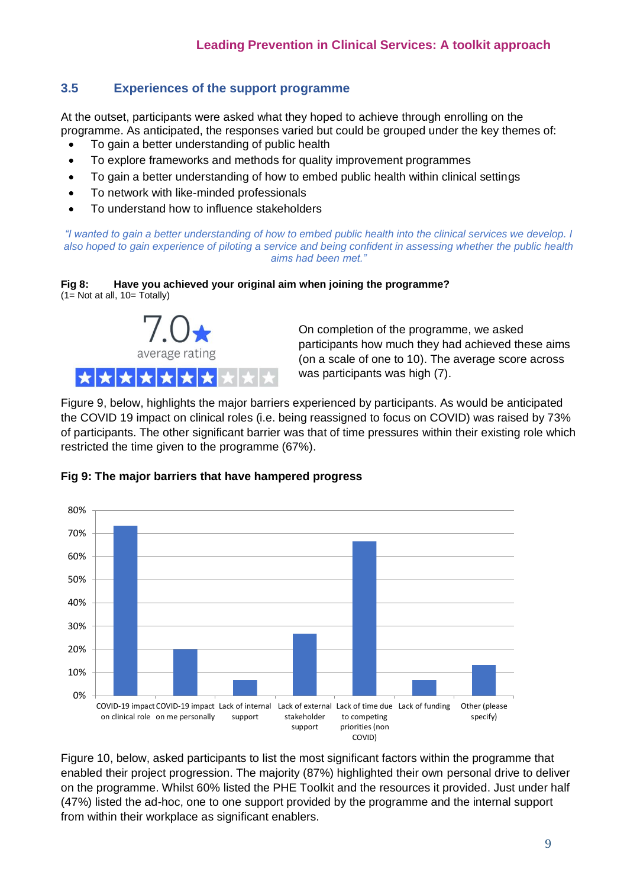### 3.5 Experiences of the support programme

At the outset, participants were asked what they hoped to achieve through enrolling on the programme. As anticipated, the responses varied but could be grouped under the key themes of:

- To gain a better understanding of public health
- To explore frameworks and methods for quality improvement programmes
- To gain a better understanding of how to embed public health within clinical settings
- To network with like-minded professionals
- To understand how to influence stakeholders

*"I wanted to gain a better understanding of how to embed public health into the clinical services we develop. I also hoped to gain experience of piloting a service and being confident in assessing whether the public health aims had been met."*

**Fig 8: Have you achieved your original aim when joining the programme?**
(1= Not at all, 10= Totally)

7.0★
average rating

On completion of the programme, we asked participants how much they had achieved these aims (on a scale of one to 10). The average score across was participants was high (7).

Figure 9, below, highlights the major barriers experienced by participants. As would be anticipated the COVID 19 impact on clinical roles (i.e. being reassigned to focus on COVID) was raised by 73% of participants. The other significant barrier was that of time pressures within their existing role which restricted the time given to the programme (67%).

**Fig 9: The major barriers that have hampered progress**

| Barrier | Percentage (approx.) |
|---|---|
| COVID-19 impact on clinical role | 73% |
| COVID-19 impact on me personally | 20% |
| Lack of internal support | 7% |
| Lack of external stakeholder support | 27% |
| Lack of time due to competing priorities (non COVID) | 67% |
| Lack of funding | 7% |
| Other (please specify) | 13% |

Figure 10, below, asked participants to list the most significant factors within the programme that enabled their project progression. The majority (87%) highlighted their own personal drive to deliver on the programme. Whilst 60% listed the PHE Toolkit and the resources it provided. Just under half (47%) listed the ad-hoc, one to one support provided by the programme and the internal support from within their workplace as significant enablers.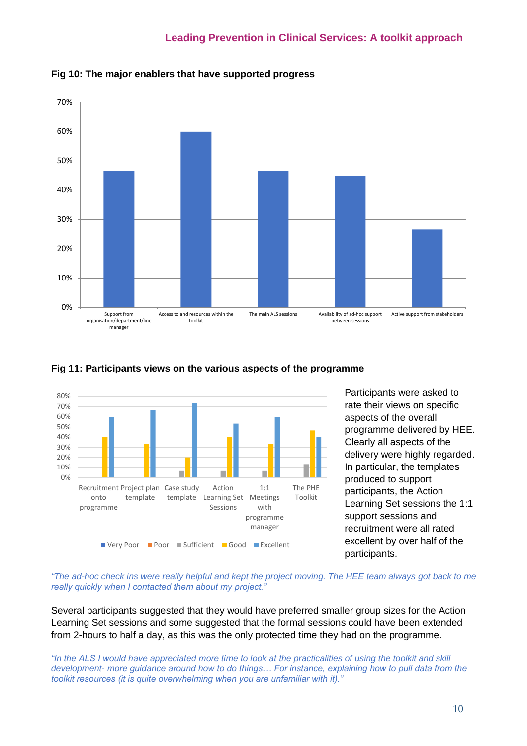**Fig 10: The major enablers that have supported progress**

**Fig 11: Participants views on the various aspects of the programme**

Participants were asked to rate their views on specific aspects of the overall programme delivered by HEE. Clearly all aspects of the delivery were highly regarded. In particular, the templates produced to support participants, the Action Learning Set sessions the 1:1 support sessions and recruitment were all rated excellent by over half of the participants.

*"The ad-hoc check ins were really helpful and kept the project moving. The HEE team always got back to me really quickly when I contacted them about my project."*

Several participants suggested that they would have preferred smaller group sizes for the Action Learning Set sessions and some suggested that the formal sessions could have been extended from 2-hours to half a day, as this was the only protected time they had on the programme.

*"In the ALS I would have appreciated more time to look at the practicalities of using the toolkit and skill development- more guidance around how to do things… For instance, explaining how to pull data from the toolkit resources (it is quite overwhelming when you are unfamiliar with it)."*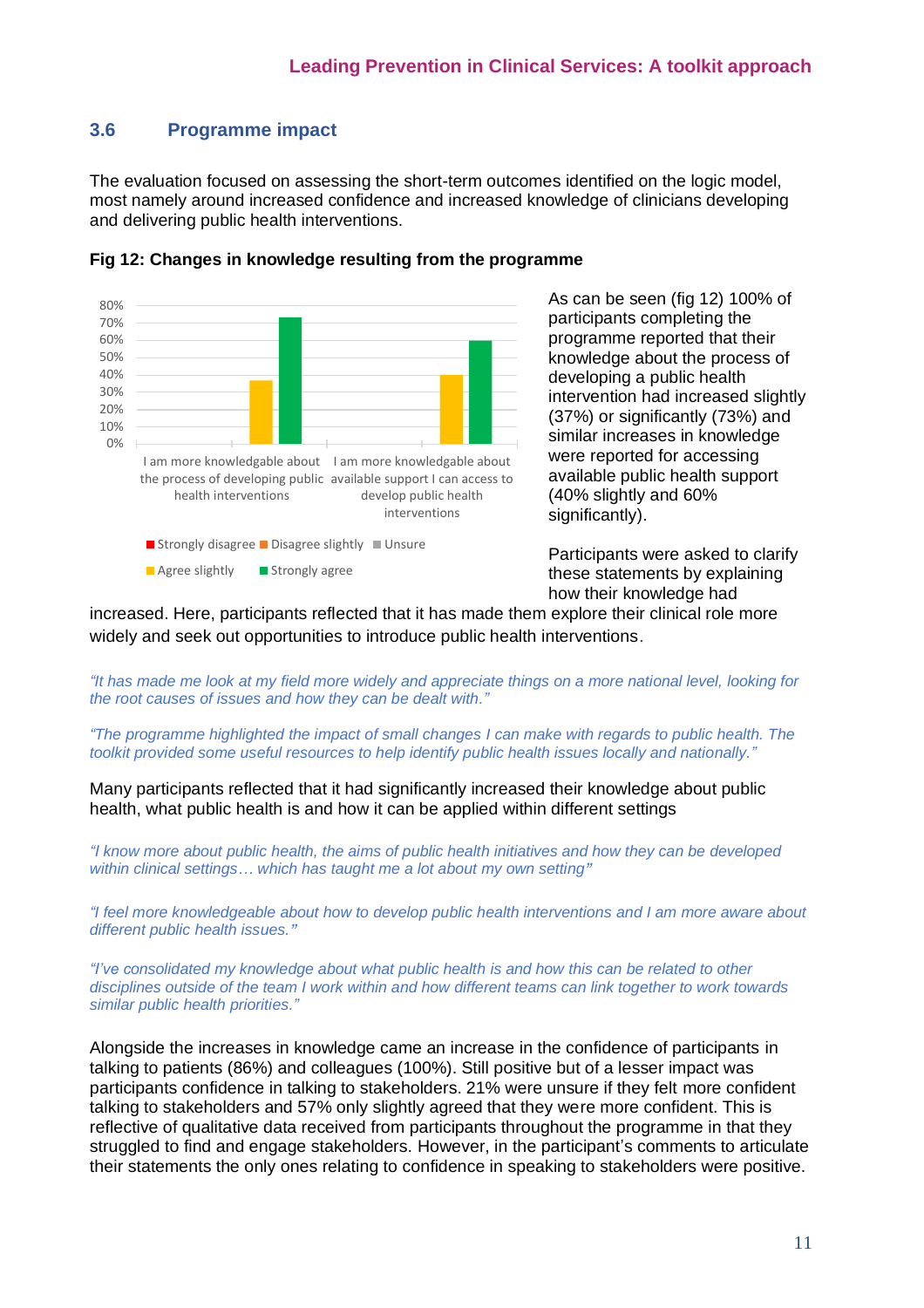## 3.6 Programme impact

The evaluation focused on assessing the short-term outcomes identified on the logic model, most namely around increased confidence and increased knowledge of clinicians developing and delivering public health interventions.

**Fig 12: Changes in knowledge resulting from the programme**

As can be seen (fig 12) 100% of participants completing the programme reported that their knowledge about the process of developing a public health intervention had increased slightly (37%) or significantly (73%) and similar increases in knowledge were reported for accessing available public health support (40% slightly and 60% significantly).

Participants were asked to clarify these statements by explaining how their knowledge had increased. Here, participants reflected that it has made them explore their clinical role more widely and seek out opportunities to introduce public health interventions.

*"It has made me look at my field more widely and appreciate things on a more national level, looking for the root causes of issues and how they can be dealt with."*

*"The programme highlighted the impact of small changes I can make with regards to public health. The toolkit provided some useful resources to help identify public health issues locally and nationally."*

Many participants reflected that it had significantly increased their knowledge about public health, what public health is and how it can be applied within different settings

*"I know more about public health, the aims of public health initiatives and how they can be developed within clinical settings… which has taught me a lot about my own setting"*

*"I feel more knowledgeable about how to develop public health interventions and I am more aware about different public health issues."*

*"I've consolidated my knowledge about what public health is and how this can be related to other disciplines outside of the team I work within and how different teams can link together to work towards similar public health priorities."*

Alongside the increases in knowledge came an increase in the confidence of participants in talking to patients (86%) and colleagues (100%). Still positive but of a lesser impact was participants confidence in talking to stakeholders. 21% were unsure if they felt more confident talking to stakeholders and 57% only slightly agreed that they were more confident. This is reflective of qualitative data received from participants throughout the programme in that they struggled to find and engage stakeholders. However, in the participant's comments to articulate their statements the only ones relating to confidence in speaking to stakeholders were positive.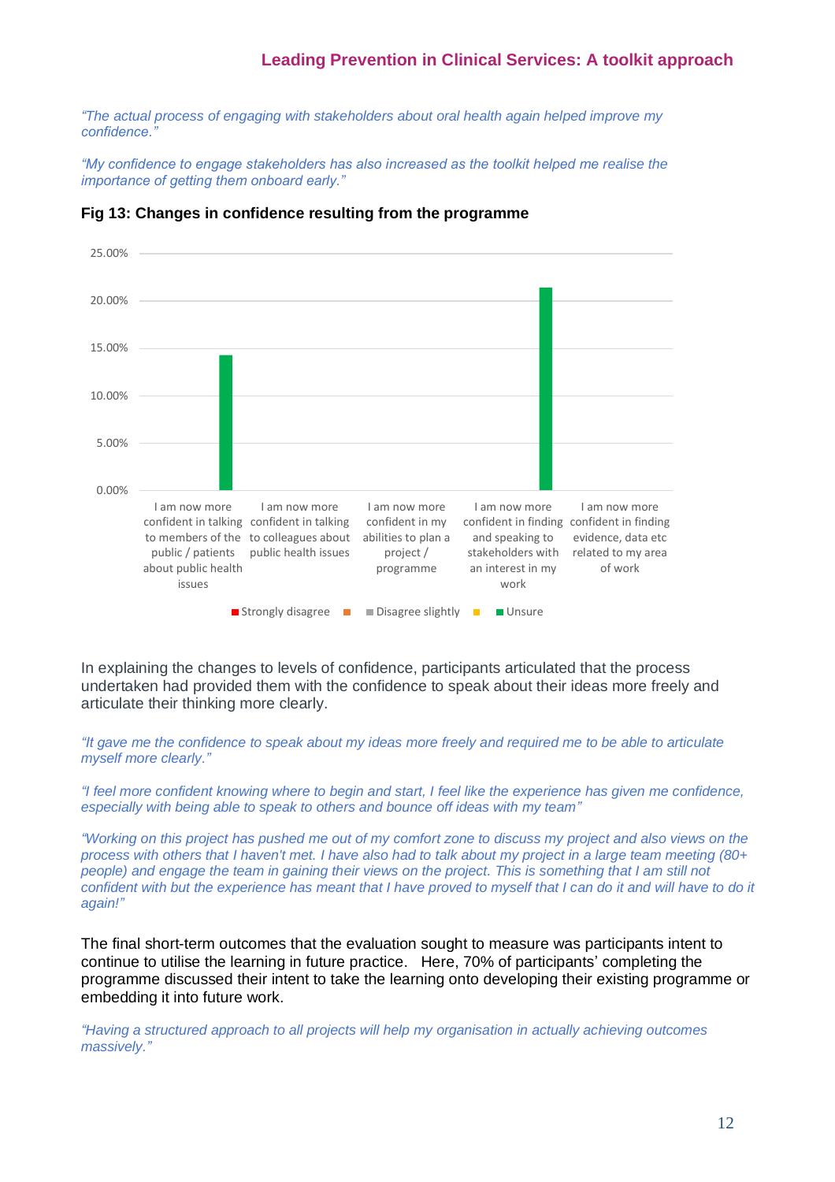*"The actual process of engaging with stakeholders about oral health again helped improve my confidence."*

*"My confidence to engage stakeholders has also increased as the toolkit helped me realise the importance of getting them onboard early."*

**Fig 13: Changes in confidence resulting from the programme**

| | Strongly disagree | | Disagree slightly | | Unsure |
|---|---|---|---|---|---|
| I am now more confident in talking to members of the public / patients about public health issues | | | | | ~14% |
| I am now more confident in talking to colleagues about public health issues | | | | | |
| I am now more confident in my abilities to plan a project / programme | | | | | |
| I am now more confident in finding and speaking to stakeholders with an interest in my work | | | | | ~21% |
| I am now more confident in finding evidence, data etc related to my area of work | | | | | |

In explaining the changes to levels of confidence, participants articulated that the process undertaken had provided them with the confidence to speak about their ideas more freely and articulate their thinking more clearly.

*"It gave me the confidence to speak about my ideas more freely and required me to be able to articulate myself more clearly."*

*"I feel more confident knowing where to begin and start, I feel like the experience has given me confidence, especially with being able to speak to others and bounce off ideas with my team"*

*"Working on this project has pushed me out of my comfort zone to discuss my project and also views on the process with others that I haven't met. I have also had to talk about my project in a large team meeting (80+ people) and engage the team in gaining their views on the project. This is something that I am still not confident with but the experience has meant that I have proved to myself that I can do it and will have to do it again!"*

The final short-term outcomes that the evaluation sought to measure was participants intent to continue to utilise the learning in future practice. Here, 70% of participants' completing the programme discussed their intent to take the learning onto developing their existing programme or embedding it into future work.

*"Having a structured approach to all projects will help my organisation in actually achieving outcomes massively."*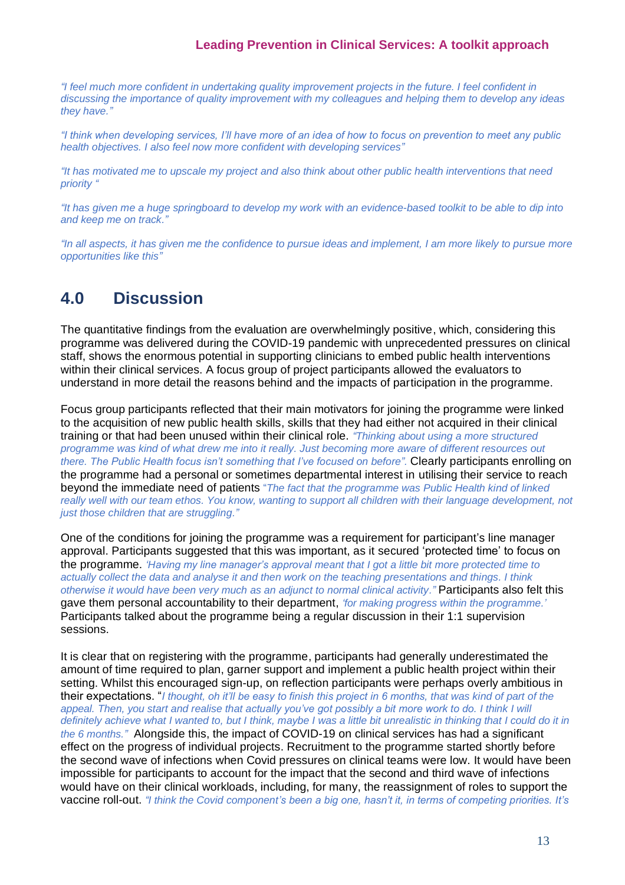*"I feel much more confident in undertaking quality improvement projects in the future. I feel confident in discussing the importance of quality improvement with my colleagues and helping them to develop any ideas they have."*

*"I think when developing services, I'll have more of an idea of how to focus on prevention to meet any public health objectives. I also feel now more confident with developing services"*

*"It has motivated me to upscale my project and also think about other public health interventions that need priority "*

*"It has given me a huge springboard to develop my work with an evidence-based toolkit to be able to dip into and keep me on track."*

*"In all aspects, it has given me the confidence to pursue ideas and implement, I am more likely to pursue more opportunities like this"*

## 4.0 Discussion

The quantitative findings from the evaluation are overwhelmingly positive, which, considering this programme was delivered during the COVID-19 pandemic with unprecedented pressures on clinical staff, shows the enormous potential in supporting clinicians to embed public health interventions within their clinical services. A focus group of project participants allowed the evaluators to understand in more detail the reasons behind and the impacts of participation in the programme.

Focus group participants reflected that their main motivators for joining the programme were linked to the acquisition of new public health skills, skills that they had either not acquired in their clinical training or that had been unused within their clinical role. *"Thinking about using a more structured programme was kind of what drew me into it really. Just becoming more aware of different resources out there. The Public Health focus isn't something that I've focused on before".* Clearly participants enrolling on the programme had a personal or sometimes departmental interest in utilising their service to reach beyond the immediate need of patients *"The fact that the programme was Public Health kind of linked really well with our team ethos. You know, wanting to support all children with their language development, not just those children that are struggling."*

One of the conditions for joining the programme was a requirement for participant's line manager approval. Participants suggested that this was important, as it secured 'protected time' to focus on the programme. *'Having my line manager's approval meant that I got a little bit more protected time to actually collect the data and analyse it and then work on the teaching presentations and things. I think otherwise it would have been very much as an adjunct to normal clinical activity."* Participants also felt this gave them personal accountability to their department, *'for making progress within the programme.'* Participants talked about the programme being a regular discussion in their 1:1 supervision sessions.

It is clear that on registering with the programme, participants had generally underestimated the amount of time required to plan, garner support and implement a public health project within their setting. Whilst this encouraged sign-up, on reflection participants were perhaps overly ambitious in their expectations. "*I thought, oh it'll be easy to finish this project in 6 months, that was kind of part of the appeal. Then, you start and realise that actually you've got possibly a bit more work to do. I think I will definitely achieve what I wanted to, but I think, maybe I was a little bit unrealistic in thinking that I could do it in the 6 months."* Alongside this, the impact of COVID-19 on clinical services has had a significant effect on the progress of individual projects. Recruitment to the programme started shortly before the second wave of infections when Covid pressures on clinical teams were low. It would have been impossible for participants to account for the impact that the second and third wave of infections would have on their clinical workloads, including, for many, the reassignment of roles to support the vaccine roll-out. *"I think the Covid component's been a big one, hasn't it, in terms of competing priorities. It's*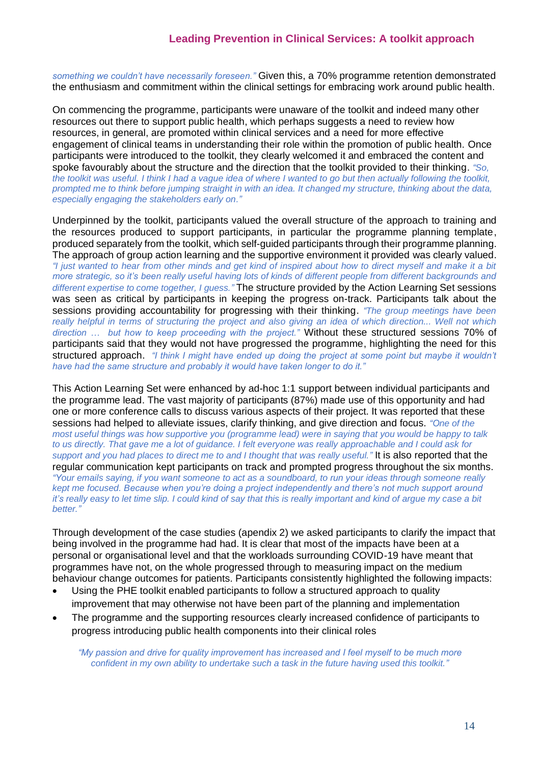*something we couldn't have necessarily foreseen."* Given this, a 70% programme retention demonstrated the enthusiasm and commitment within the clinical settings for embracing work around public health.

On commencing the programme, participants were unaware of the toolkit and indeed many other resources out there to support public health, which perhaps suggests a need to review how resources, in general, are promoted within clinical services and a need for more effective engagement of clinical teams in understanding their role within the promotion of public health. Once participants were introduced to the toolkit, they clearly welcomed it and embraced the content and spoke favourably about the structure and the direction that the toolkit provided to their thinking. *"So, the toolkit was useful. I think I had a vague idea of where I wanted to go but then actually following the toolkit, prompted me to think before jumping straight in with an idea. It changed my structure, thinking about the data, especially engaging the stakeholders early on."*

Underpinned by the toolkit, participants valued the overall structure of the approach to training and the resources produced to support participants, in particular the programme planning template, produced separately from the toolkit, which self-guided participants through their programme planning. The approach of group action learning and the supportive environment it provided was clearly valued. *"I just wanted to hear from other minds and get kind of inspired about how to direct myself and make it a bit more strategic, so it's been really useful having lots of kinds of different people from different backgrounds and different expertise to come together, I guess."* The structure provided by the Action Learning Set sessions was seen as critical by participants in keeping the progress on-track. Participants talk about the sessions providing accountability for progressing with their thinking. *"The group meetings have been really helpful in terms of structuring the project and also giving an idea of which direction... Well not which direction … but how to keep proceeding with the project."* Without these structured sessions 70% of participants said that they would not have progressed the programme, highlighting the need for this structured approach. *"I think I might have ended up doing the project at some point but maybe it wouldn't have had the same structure and probably it would have taken longer to do it."*

This Action Learning Set were enhanced by ad-hoc 1:1 support between individual participants and the programme lead. The vast majority of participants (87%) made use of this opportunity and had one or more conference calls to discuss various aspects of their project. It was reported that these sessions had helped to alleviate issues, clarify thinking, and give direction and focus. *"One of the most useful things was how supportive you (programme lead) were in saying that you would be happy to talk to us directly. That gave me a lot of guidance. I felt everyone was really approachable and I could ask for support and you had places to direct me to and I thought that was really useful."* It is also reported that the regular communication kept participants on track and prompted progress throughout the six months. *"Your emails saying, if you want someone to act as a soundboard, to run your ideas through someone really kept me focused. Because when you're doing a project independently and there's not much support around it's really easy to let time slip. I could kind of say that this is really important and kind of argue my case a bit better."*

Through development of the case studies (apendix 2) we asked participants to clarify the impact that being involved in the programme had had. It is clear that most of the impacts have been at a personal or organisational level and that the workloads surrounding COVID-19 have meant that programmes have not, on the whole progressed through to measuring impact on the medium behaviour change outcomes for patients. Participants consistently highlighted the following impacts:

- Using the PHE toolkit enabled participants to follow a structured approach to quality improvement that may otherwise not have been part of the planning and implementation
- The programme and the supporting resources clearly increased confidence of participants to progress introducing public health components into their clinical roles

> *"My passion and drive for quality improvement has increased and I feel myself to be much more confident in my own ability to undertake such a task in the future having used this toolkit."*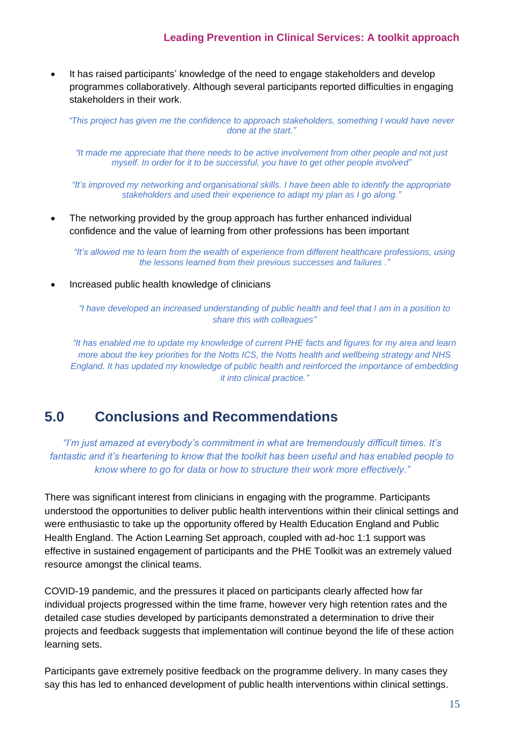- It has raised participants' knowledge of the need to engage stakeholders and develop programmes collaboratively. Although several participants reported difficulties in engaging stakeholders in their work.

*"This project has given me the confidence to approach stakeholders, something I would have never done at the start."*

*"It made me appreciate that there needs to be active involvement from other people and not just myself. In order for it to be successful, you have to get other people involved"*

*"It's improved my networking and organisational skills. I have been able to identify the appropriate stakeholders and used their experience to adapt my plan as I go along."*

- The networking provided by the group approach has further enhanced individual confidence and the value of learning from other professions has been important

*"It's allowed me to learn from the wealth of experience from different healthcare professions, using the lessons learned from their previous successes and failures ."*

- Increased public health knowledge of clinicians

*"I have developed an increased understanding of public health and feel that I am in a position to share this with colleagues"*

*"It has enabled me to update my knowledge of current PHE facts and figures for my area and learn more about the key priorities for the Notts ICS, the Notts health and wellbeing strategy and NHS England. It has updated my knowledge of public health and reinforced the importance of embedding it into clinical practice."*

## 5.0 Conclusions and Recommendations

*"I'm just amazed at everybody's commitment in what are tremendously difficult times. It's fantastic and it's heartening to know that the toolkit has been useful and has enabled people to know where to go for data or how to structure their work more effectively."*

There was significant interest from clinicians in engaging with the programme. Participants understood the opportunities to deliver public health interventions within their clinical settings and were enthusiastic to take up the opportunity offered by Health Education England and Public Health England. The Action Learning Set approach, coupled with ad-hoc 1:1 support was effective in sustained engagement of participants and the PHE Toolkit was an extremely valued resource amongst the clinical teams.

COVID-19 pandemic, and the pressures it placed on participants clearly affected how far individual projects progressed within the time frame, however very high retention rates and the detailed case studies developed by participants demonstrated a determination to drive their projects and feedback suggests that implementation will continue beyond the life of these action learning sets.

Participants gave extremely positive feedback on the programme delivery. In many cases they say this has led to enhanced development of public health interventions within clinical settings.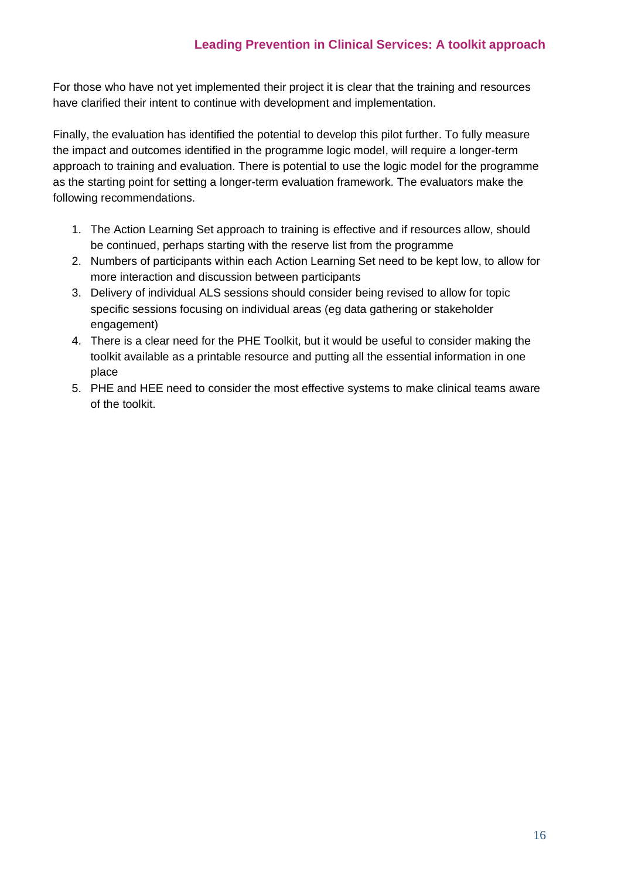For those who have not yet implemented their project it is clear that the training and resources have clarified their intent to continue with development and implementation.

Finally, the evaluation has identified the potential to develop this pilot further. To fully measure the impact and outcomes identified in the programme logic model, will require a longer-term approach to training and evaluation. There is potential to use the logic model for the programme as the starting point for setting a longer-term evaluation framework. The evaluators make the following recommendations.

1. The Action Learning Set approach to training is effective and if resources allow, should be continued, perhaps starting with the reserve list from the programme
2. Numbers of participants within each Action Learning Set need to be kept low, to allow for more interaction and discussion between participants
3. Delivery of individual ALS sessions should consider being revised to allow for topic specific sessions focusing on individual areas (eg data gathering or stakeholder engagement)
4. There is a clear need for the PHE Toolkit, but it would be useful to consider making the toolkit available as a printable resource and putting all the essential information in one place
5. PHE and HEE need to consider the most effective systems to make clinical teams aware of the toolkit.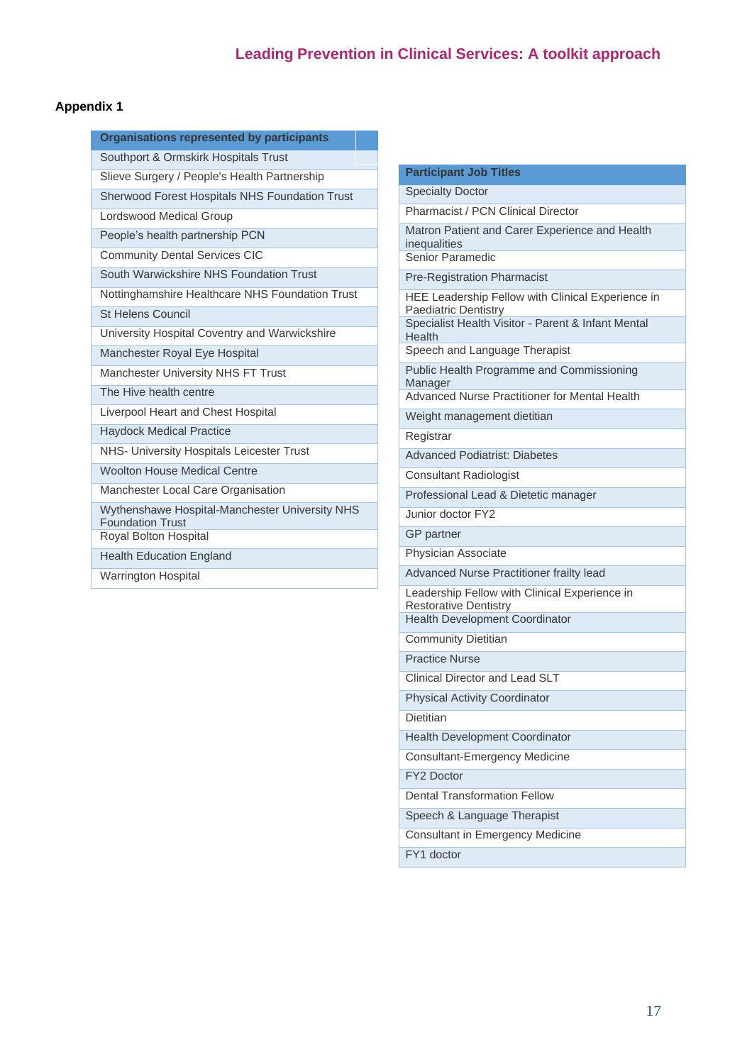## Appendix 1

| Organisations represented by participants |
| --- |
| Southport & Ormskirk Hospitals Trust |
| Slieve Surgery / People's Health Partnership |
| Sherwood Forest Hospitals NHS Foundation Trust |
| Lordswood Medical Group |
| People's health partnership PCN |
| Community Dental Services CIC |
| South Warwickshire NHS Foundation Trust |
| Nottinghamshire Healthcare NHS Foundation Trust |
| St Helens Council |
| University Hospital Coventry and Warwickshire |
| Manchester Royal Eye Hospital |
| Manchester University NHS FT Trust |
| The Hive health centre |
| Liverpool Heart and Chest Hospital |
| Haydock Medical Practice |
| NHS- University Hospitals Leicester Trust |
| Woolton House Medical Centre |
| Manchester Local Care Organisation |
| Wythenshawe Hospital-Manchester University NHS Foundation Trust |
| Royal Bolton Hospital |
| Health Education England |
| Warrington Hospital |

| Participant Job Titles |
| --- |
| Specialty Doctor |
| Pharmacist / PCN Clinical Director |
| Matron Patient and Carer Experience and Health inequalities |
| Senior Paramedic |
| Pre-Registration Pharmacist |
| HEE Leadership Fellow with Clinical Experience in Paediatric Dentistry |
| Specialist Health Visitor - Parent & Infant Mental Health |
| Speech and Language Therapist |
| Public Health Programme and Commissioning Manager |
| Advanced Nurse Practitioner for Mental Health |
| Weight management dietitian |
| Registrar |
| Advanced Podiatrist: Diabetes |
| Consultant Radiologist |
| Professional Lead & Dietetic manager |
| Junior doctor FY2 |
| GP partner |
| Physician Associate |
| Advanced Nurse Practitioner frailty lead |
| Leadership Fellow with Clinical Experience in Restorative Dentistry |
| Health Development Coordinator |
| Community Dietitian |
| Practice Nurse |
| Clinical Director and Lead SLT |
| Physical Activity Coordinator |
| Dietitian |
| Health Development Coordinator |
| Consultant-Emergency Medicine |
| FY2 Doctor |
| Dental Transformation Fellow |
| Speech & Language Therapist |
| Consultant in Emergency Medicine |
| FY1 doctor |